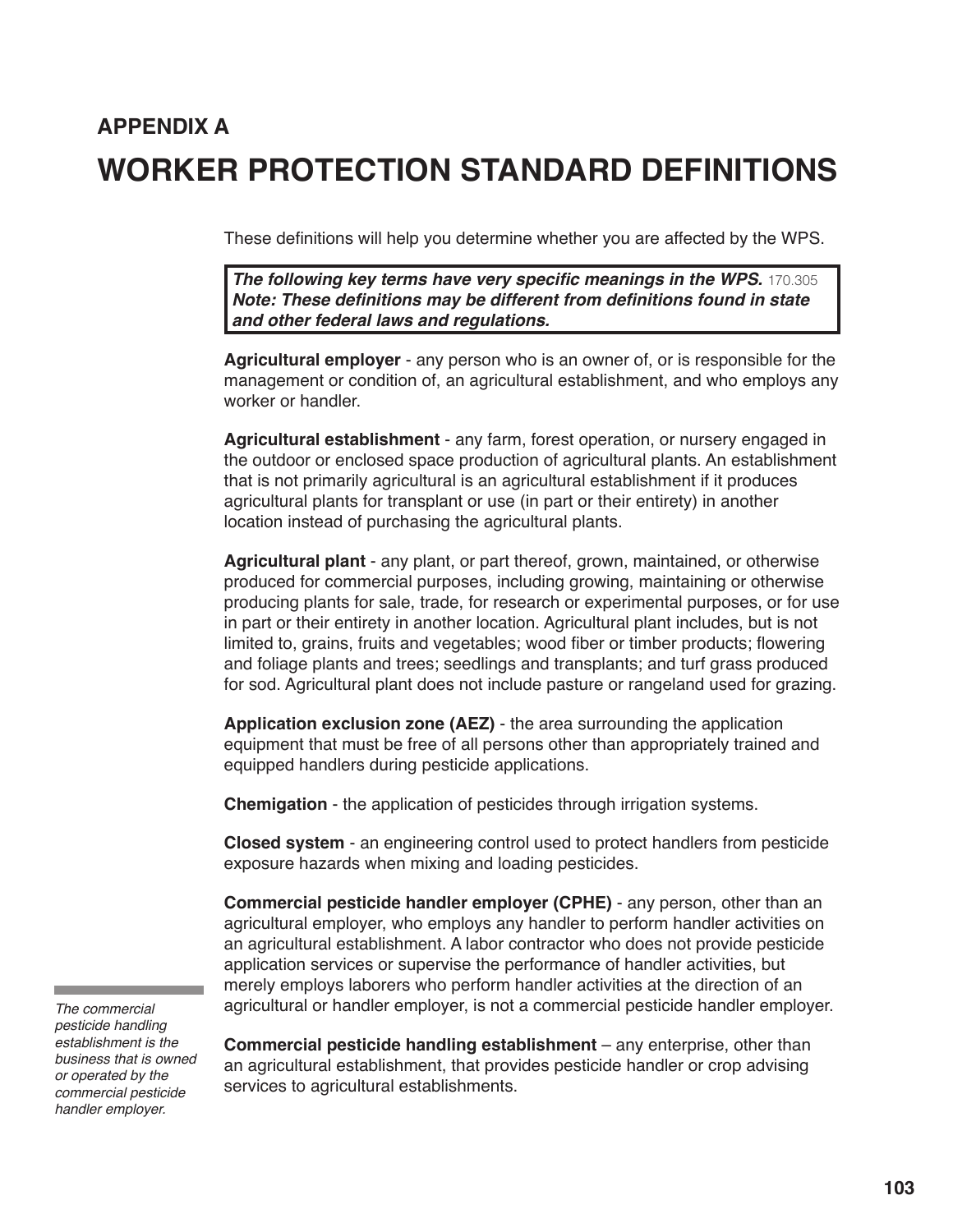# APPENDIX A

# WORKER PROTECTION STANDARD DEFINITIONS

These definitions will help you determine whether you are affected by the WPS.

> ***The following key terms have very specific meanings in the WPS.*** 170.305
> ***Note: These definitions may be different from definitions found in state and other federal laws and regulations.***

**Agricultural employer** - any person who is an owner of, or is responsible for the management or condition of, an agricultural establishment, and who employs any worker or handler.

**Agricultural establishment** - any farm, forest operation, or nursery engaged in the outdoor or enclosed space production of agricultural plants. An establishment that is not primarily agricultural is an agricultural establishment if it produces agricultural plants for transplant or use (in part or their entirety) in another location instead of purchasing the agricultural plants.

**Agricultural plant** - any plant, or part thereof, grown, maintained, or otherwise produced for commercial purposes, including growing, maintaining or otherwise producing plants for sale, trade, for research or experimental purposes, or for use in part or their entirety in another location. Agricultural plant includes, but is not limited to, grains, fruits and vegetables; wood fiber or timber products; flowering and foliage plants and trees; seedlings and transplants; and turf grass produced for sod. Agricultural plant does not include pasture or rangeland used for grazing.

**Application exclusion zone (AEZ)** - the area surrounding the application equipment that must be free of all persons other than appropriately trained and equipped handlers during pesticide applications.

**Chemigation** - the application of pesticides through irrigation systems.

**Closed system** - an engineering control used to protect handlers from pesticide exposure hazards when mixing and loading pesticides.

**Commercial pesticide handler employer (CPHE)** - any person, other than an agricultural employer, who employs any handler to perform handler activities on an agricultural establishment. A labor contractor who does not provide pesticide application services or supervise the performance of handler activities, but merely employs laborers who perform handler activities at the direction of an agricultural or handler employer, is not a commercial pesticide handler employer.

*The commercial pesticide handling establishment is the business that is owned or operated by the commercial pesticide handler employer.*

**Commercial pesticide handling establishment** – any enterprise, other than an agricultural establishment, that provides pesticide handler or crop advising services to agricultural establishments.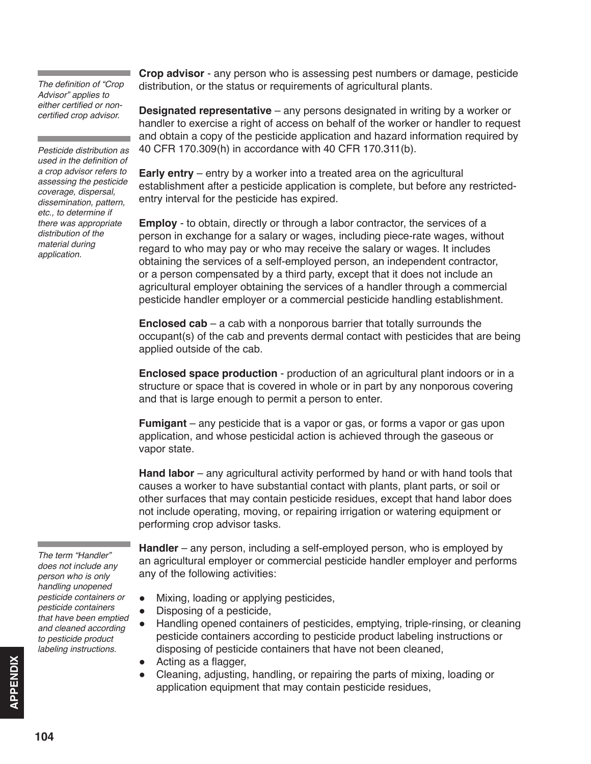*The definition of "Crop Advisor" applies to either certified or non-certified crop advisor.*

**Crop advisor** - any person who is assessing pest numbers or damage, pesticide distribution, or the status or requirements of agricultural plants.

*Pesticide distribution as used in the definition of a crop advisor refers to assessing the pesticide coverage, dispersal, dissemination, pattern, etc., to determine if there was appropriate distribution of the material during application.*

**Designated representative** – any persons designated in writing by a worker or handler to exercise a right of access on behalf of the worker or handler to request and obtain a copy of the pesticide application and hazard information required by 40 CFR 170.309(h) in accordance with 40 CFR 170.311(b).

**Early entry** – entry by a worker into a treated area on the agricultural establishment after a pesticide application is complete, but before any restricted-entry interval for the pesticide has expired.

**Employ** - to obtain, directly or through a labor contractor, the services of a person in exchange for a salary or wages, including piece-rate wages, without regard to who may pay or who may receive the salary or wages. It includes obtaining the services of a self-employed person, an independent contractor, or a person compensated by a third party, except that it does not include an agricultural employer obtaining the services of a handler through a commercial pesticide handler employer or a commercial pesticide handling establishment.

**Enclosed cab** – a cab with a nonporous barrier that totally surrounds the occupant(s) of the cab and prevents dermal contact with pesticides that are being applied outside of the cab.

**Enclosed space production** - production of an agricultural plant indoors or in a structure or space that is covered in whole or in part by any nonporous covering and that is large enough to permit a person to enter.

**Fumigant** – any pesticide that is a vapor or gas, or forms a vapor or gas upon application, and whose pesticidal action is achieved through the gaseous or vapor state.

**Hand labor** – any agricultural activity performed by hand or with hand tools that causes a worker to have substantial contact with plants, plant parts, or soil or other surfaces that may contain pesticide residues, except that hand labor does not include operating, moving, or repairing irrigation or watering equipment or performing crop advisor tasks.

*The term "Handler" does not include any person who is only handling unopened pesticide containers or pesticide containers that have been emptied and cleaned according to pesticide product labeling instructions.*

**Handler** – any person, including a self-employed person, who is employed by an agricultural employer or commercial pesticide handler employer and performs any of the following activities:

- Mixing, loading or applying pesticides,
- Disposing of a pesticide,
- Handling opened containers of pesticides, emptying, triple-rinsing, or cleaning pesticide containers according to pesticide product labeling instructions or disposing of pesticide containers that have not been cleaned,
- Acting as a flagger,
- Cleaning, adjusting, handling, or repairing the parts of mixing, loading or application equipment that may contain pesticide residues,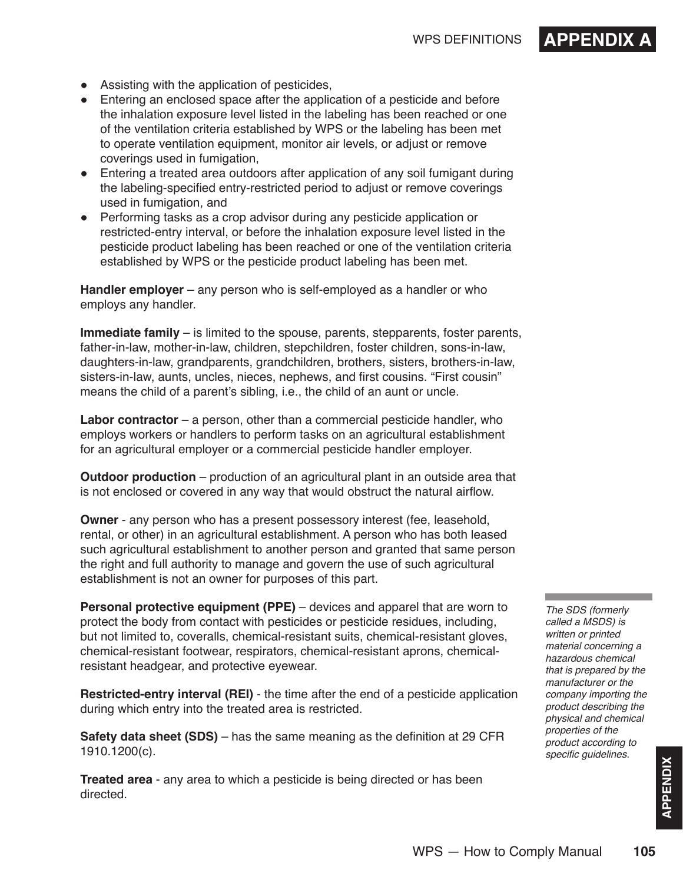- Assisting with the application of pesticides,
- Entering an enclosed space after the application of a pesticide and before the inhalation exposure level listed in the labeling has been reached or one of the ventilation criteria established by WPS or the labeling has been met to operate ventilation equipment, monitor air levels, or adjust or remove coverings used in fumigation,
- Entering a treated area outdoors after application of any soil fumigant during the labeling-specified entry-restricted period to adjust or remove coverings used in fumigation, and
- Performing tasks as a crop advisor during any pesticide application or restricted-entry interval, or before the inhalation exposure level listed in the pesticide product labeling has been reached or one of the ventilation criteria established by WPS or the pesticide product labeling has been met.

**Handler employer** – any person who is self-employed as a handler or who employs any handler.

**Immediate family** – is limited to the spouse, parents, stepparents, foster parents, father-in-law, mother-in-law, children, stepchildren, foster children, sons-in-law, daughters-in-law, grandparents, grandchildren, brothers, sisters, brothers-in-law, sisters-in-law, aunts, uncles, nieces, nephews, and first cousins. "First cousin" means the child of a parent's sibling, i.e., the child of an aunt or uncle.

**Labor contractor** – a person, other than a commercial pesticide handler, who employs workers or handlers to perform tasks on an agricultural establishment for an agricultural employer or a commercial pesticide handler employer.

**Outdoor production** – production of an agricultural plant in an outside area that is not enclosed or covered in any way that would obstruct the natural airflow.

**Owner** - any person who has a present possessory interest (fee, leasehold, rental, or other) in an agricultural establishment. A person who has both leased such agricultural establishment to another person and granted that same person the right and full authority to manage and govern the use of such agricultural establishment is not an owner for purposes of this part.

**Personal protective equipment (PPE)** – devices and apparel that are worn to protect the body from contact with pesticides or pesticide residues, including, but not limited to, coveralls, chemical-resistant suits, chemical-resistant gloves, chemical-resistant footwear, respirators, chemical-resistant aprons, chemical-resistant headgear, and protective eyewear.

**Restricted-entry interval (REI)** - the time after the end of a pesticide application during which entry into the treated area is restricted.

**Safety data sheet (SDS)** – has the same meaning as the definition at 29 CFR 1910.1200(c).

*The SDS (formerly called a MSDS) is written or printed material concerning a hazardous chemical that is prepared by the manufacturer or the company importing the product describing the physical and chemical properties of the product according to specific guidelines.*

**Treated area** - any area to which a pesticide is being directed or has been directed.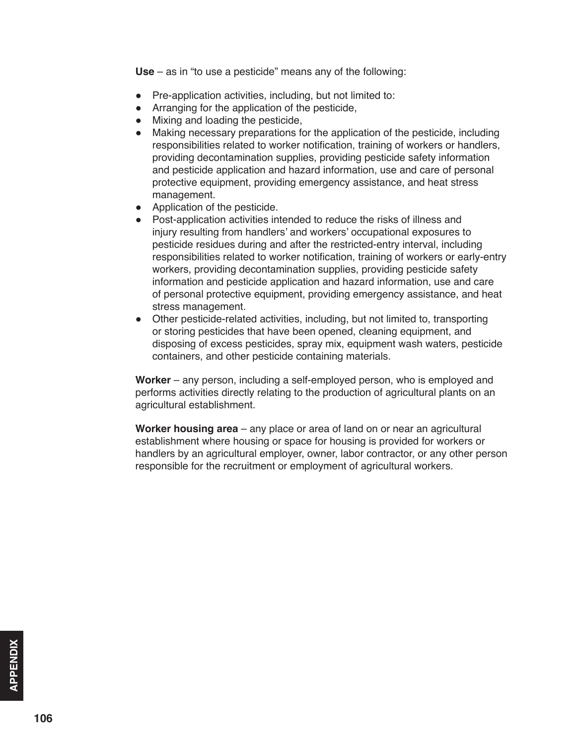**Use** – as in "to use a pesticide" means any of the following:

- Pre-application activities, including, but not limited to:
- Arranging for the application of the pesticide,
- Mixing and loading the pesticide,
- Making necessary preparations for the application of the pesticide, including responsibilities related to worker notification, training of workers or handlers, providing decontamination supplies, providing pesticide safety information and pesticide application and hazard information, use and care of personal protective equipment, providing emergency assistance, and heat stress management.
- Application of the pesticide.
- Post-application activities intended to reduce the risks of illness and injury resulting from handlers' and workers' occupational exposures to pesticide residues during and after the restricted-entry interval, including responsibilities related to worker notification, training of workers or early-entry workers, providing decontamination supplies, providing pesticide safety information and pesticide application and hazard information, use and care of personal protective equipment, providing emergency assistance, and heat stress management.
- Other pesticide-related activities, including, but not limited to, transporting or storing pesticides that have been opened, cleaning equipment, and disposing of excess pesticides, spray mix, equipment wash waters, pesticide containers, and other pesticide containing materials.

**Worker** – any person, including a self-employed person, who is employed and performs activities directly relating to the production of agricultural plants on an agricultural establishment.

**Worker housing area** – any place or area of land on or near an agricultural establishment where housing or space for housing is provided for workers or handlers by an agricultural employer, owner, labor contractor, or any other person responsible for the recruitment or employment of agricultural workers.